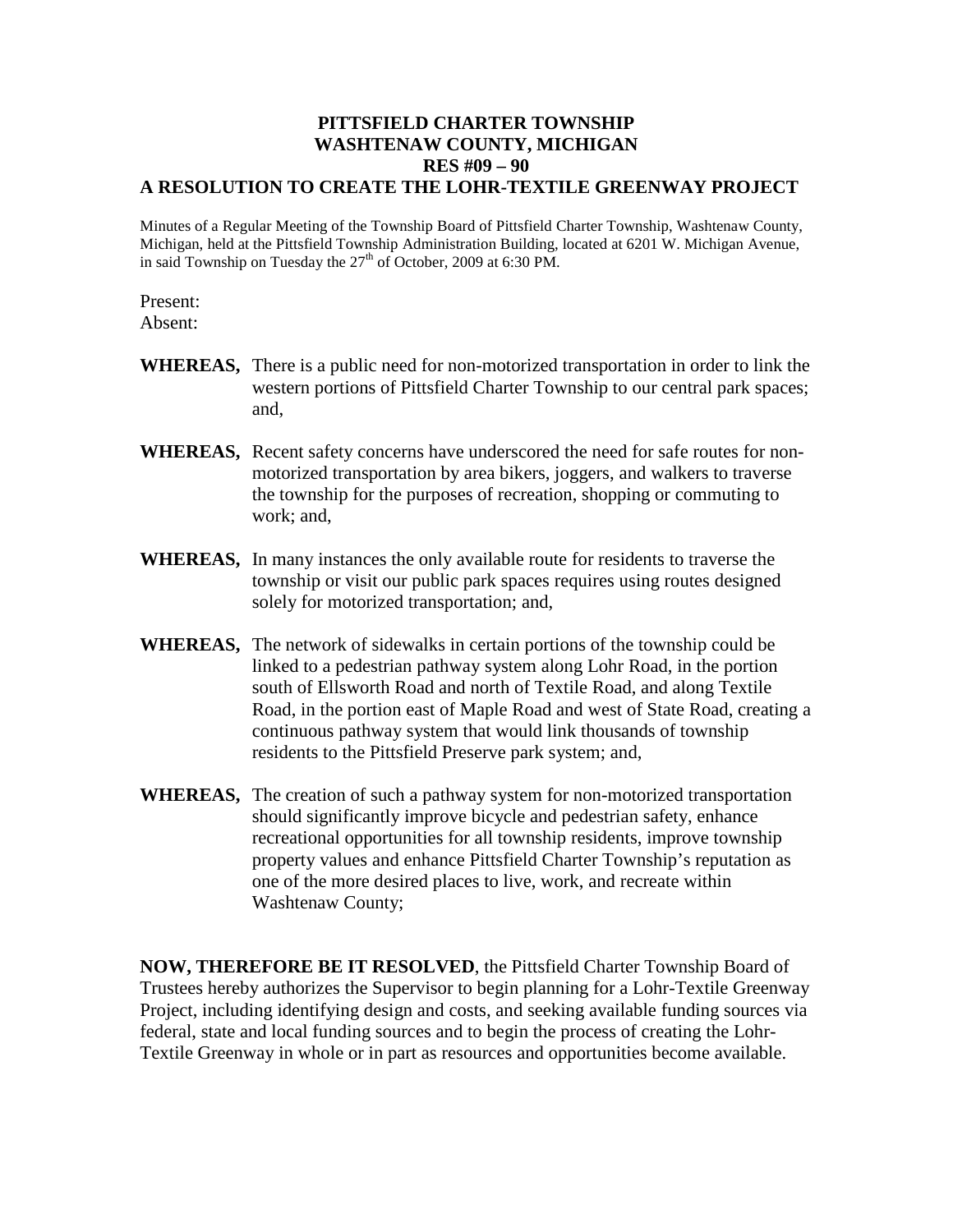# PITTSFIELD CHARTER TOWNSHIP
# WASHTENAW COUNTY, MICHIGAN
# RES #09 – 90
# A RESOLUTION TO CREATE THE LOHR-TEXTILE GREENWAY PROJECT

Minutes of a Regular Meeting of the Township Board of Pittsfield Charter Township, Washtenaw County, Michigan, held at the Pittsfield Township Administration Building, located at 6201 W. Michigan Avenue, in said Township on Tuesday the 27th of October, 2009 at 6:30 PM.

Present:
Absent:

**WHEREAS,** There is a public need for non-motorized transportation in order to link the western portions of Pittsfield Charter Township to our central park spaces; and,

**WHEREAS,** Recent safety concerns have underscored the need for safe routes for non-motorized transportation by area bikers, joggers, and walkers to traverse the township for the purposes of recreation, shopping or commuting to work; and,

**WHEREAS,** In many instances the only available route for residents to traverse the township or visit our public park spaces requires using routes designed solely for motorized transportation; and,

**WHEREAS,** The network of sidewalks in certain portions of the township could be linked to a pedestrian pathway system along Lohr Road, in the portion south of Ellsworth Road and north of Textile Road, and along Textile Road, in the portion east of Maple Road and west of State Road, creating a continuous pathway system that would link thousands of township residents to the Pittsfield Preserve park system; and,

**WHEREAS,** The creation of such a pathway system for non-motorized transportation should significantly improve bicycle and pedestrian safety, enhance recreational opportunities for all township residents, improve township property values and enhance Pittsfield Charter Township's reputation as one of the more desired places to live, work, and recreate within Washtenaw County;

**NOW, THEREFORE BE IT RESOLVED**, the Pittsfield Charter Township Board of Trustees hereby authorizes the Supervisor to begin planning for a Lohr-Textile Greenway Project, including identifying design and costs, and seeking available funding sources via federal, state and local funding sources and to begin the process of creating the Lohr-Textile Greenway in whole or in part as resources and opportunities become available.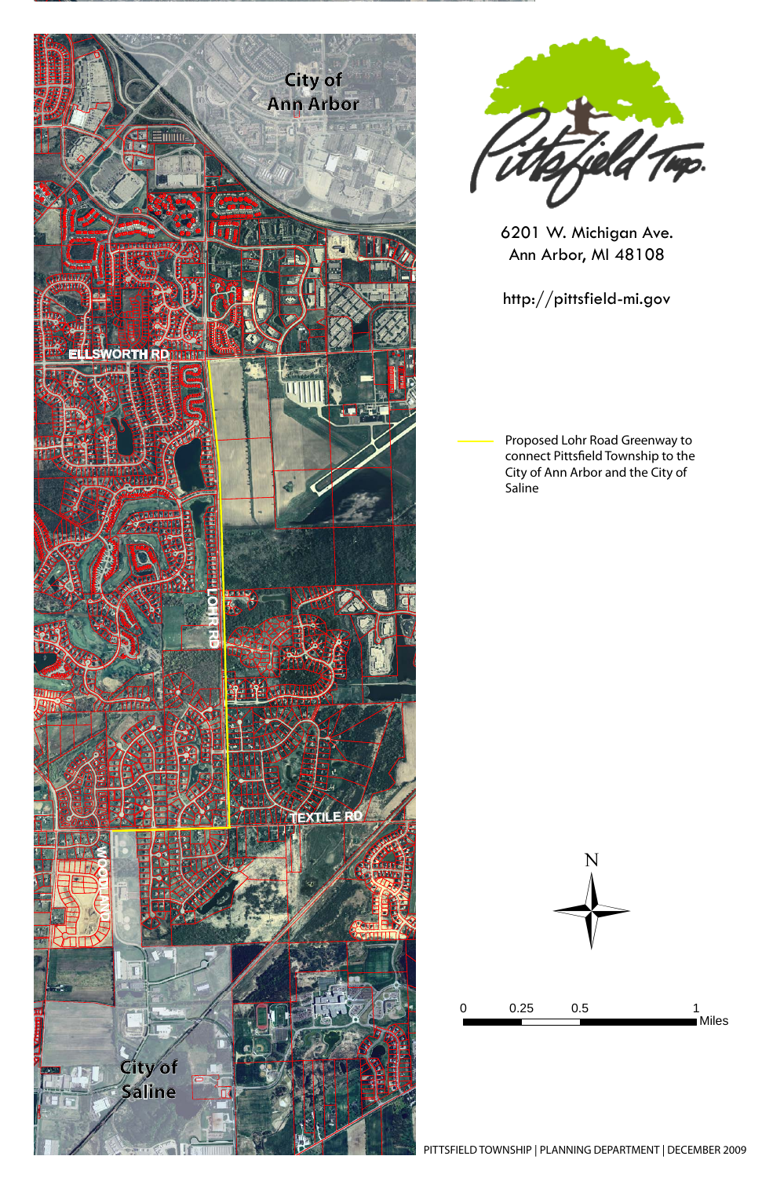City of Ann Arbor

ELLSWORTH RD

LOHR RD

TEXTILE RD

WOODLAND

City of Saline

Pittsfield Twp.

6201 W. Michigan Ave.
Ann Arbor, MI 48108

http://pittsfield-mi.gov

Proposed Lohr Road Greenway to connect Pittsfield Township to the City of Ann Arbor and the City of Saline

N

0 0.25 0.5 1 Miles

PITTSFIELD TOWNSHIP | PLANNING DEPARTMENT | DECEMBER 2009